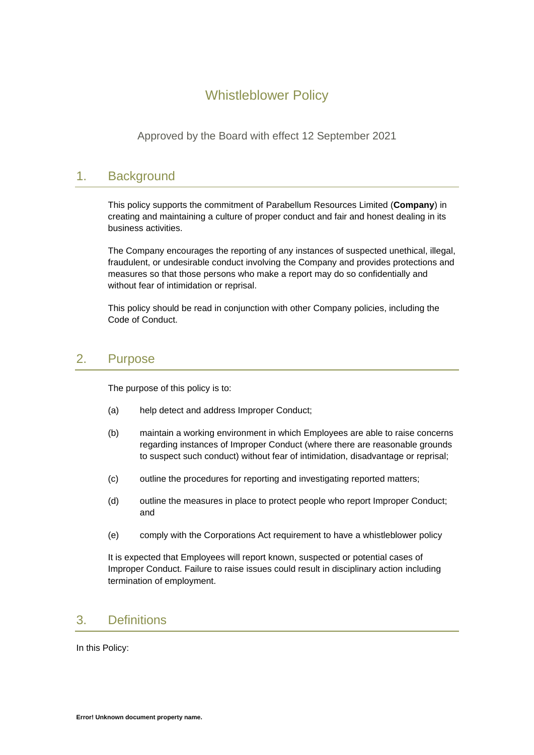# Whistleblower Policy

Approved by the Board with effect 12 September 2021

## 1. Background

This policy supports the commitment of Parabellum Resources Limited (**Company**) in creating and maintaining a culture of proper conduct and fair and honest dealing in its business activities.

The Company encourages the reporting of any instances of suspected unethical, illegal, fraudulent, or undesirable conduct involving the Company and provides protections and measures so that those persons who make a report may do so confidentially and without fear of intimidation or reprisal.

This policy should be read in conjunction with other Company policies, including the Code of Conduct.

## 2. Purpose

The purpose of this policy is to:

(a) help detect and address Improper Conduct;

(b) maintain a working environment in which Employees are able to raise concerns regarding instances of Improper Conduct (where there are reasonable grounds to suspect such conduct) without fear of intimidation, disadvantage or reprisal;

(c) outline the procedures for reporting and investigating reported matters;

(d) outline the measures in place to protect people who report Improper Conduct; and

(e) comply with the Corporations Act requirement to have a whistleblower policy

It is expected that Employees will report known, suspected or potential cases of Improper Conduct. Failure to raise issues could result in disciplinary action including termination of employment.

## 3. Definitions

In this Policy: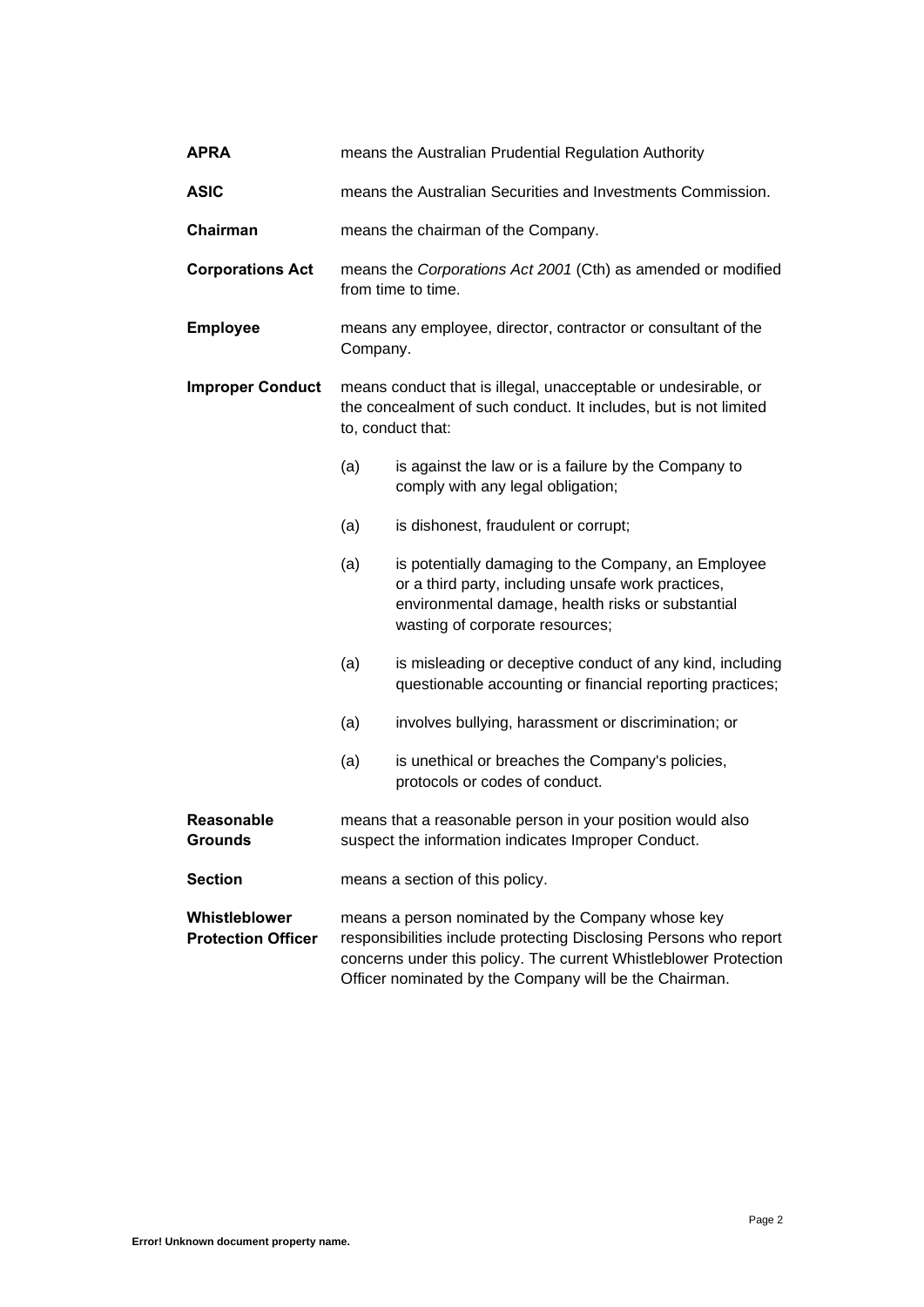| | |
|---|---|
| **APRA** | means the Australian Prudential Regulation Authority |
| **ASIC** | means the Australian Securities and Investments Commission. |
| **Chairman** | means the chairman of the Company. |
| **Corporations Act** | means the *Corporations Act 2001* (Cth) as amended or modified from time to time. |
| **Employee** | means any employee, director, contractor or consultant of the Company. |
| **Improper Conduct** | means conduct that is illegal, unacceptable or undesirable, or the concealment of such conduct. It includes, but is not limited to, conduct that:<br>(a) is against the law or is a failure by the Company to comply with any legal obligation;<br>(a) is dishonest, fraudulent or corrupt;<br>(a) is potentially damaging to the Company, an Employee or a third party, including unsafe work practices, environmental damage, health risks or substantial wasting of corporate resources;<br>(a) is misleading or deceptive conduct of any kind, including questionable accounting or financial reporting practices;<br>(a) involves bullying, harassment or discrimination; or<br>(a) is unethical or breaches the Company's policies, protocols or codes of conduct. |
| **Reasonable Grounds** | means that a reasonable person in your position would also suspect the information indicates Improper Conduct. |
| **Section** | means a section of this policy. |
| **Whistleblower Protection Officer** | means a person nominated by the Company whose key responsibilities include protecting Disclosing Persons who report concerns under this policy. The current Whistleblower Protection Officer nominated by the Company will be the Chairman. |

**Error! Unknown document property name.**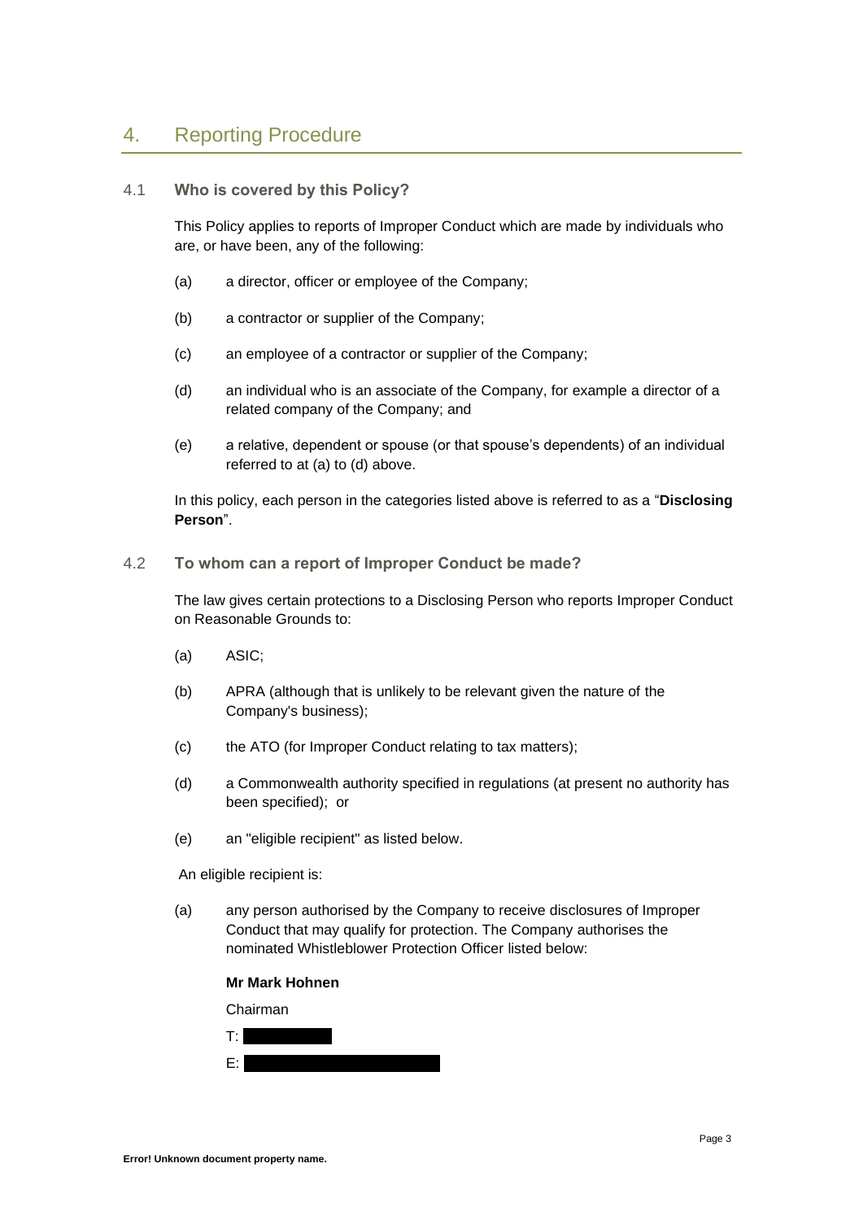## 4. Reporting Procedure

### 4.1 Who is covered by this Policy?

This Policy applies to reports of Improper Conduct which are made by individuals who are, or have been, any of the following:

(a) a director, officer or employee of the Company;

(b) a contractor or supplier of the Company;

(c) an employee of a contractor or supplier of the Company;

(d) an individual who is an associate of the Company, for example a director of a related company of the Company; and

(e) a relative, dependent or spouse (or that spouse's dependents) of an individual referred to at (a) to (d) above.

In this policy, each person in the categories listed above is referred to as a "**Disclosing Person**".

### 4.2 To whom can a report of Improper Conduct be made?

The law gives certain protections to a Disclosing Person who reports Improper Conduct on Reasonable Grounds to:

(a) ASIC;

(b) APRA (although that is unlikely to be relevant given the nature of the Company's business);

(c) the ATO (for Improper Conduct relating to tax matters);

(d) a Commonwealth authority specified in regulations (at present no authority has been specified); or

(e) an "eligible recipient" as listed below.

An eligible recipient is:

(a) any person authorised by the Company to receive disclosures of Improper Conduct that may qualify for protection. The Company authorises the nominated Whistleblower Protection Officer listed below:

**Mr Mark Hohnen**

Chairman

T: [REDACTED]

E: [REDACTED]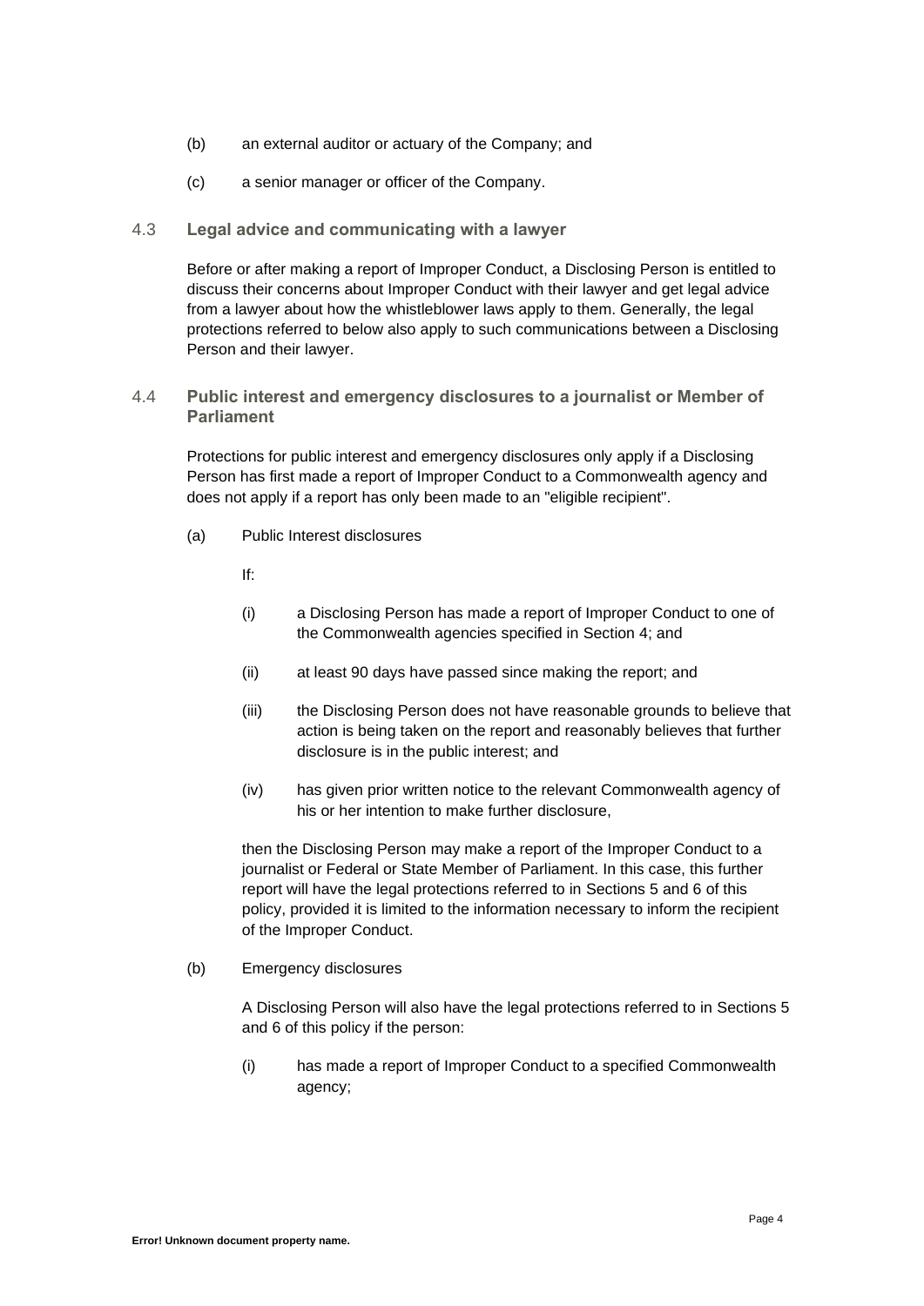(b) an external auditor or actuary of the Company; and

(c) a senior manager or officer of the Company.

### 4.3 Legal advice and communicating with a lawyer

Before or after making a report of Improper Conduct, a Disclosing Person is entitled to discuss their concerns about Improper Conduct with their lawyer and get legal advice from a lawyer about how the whistleblower laws apply to them. Generally, the legal protections referred to below also apply to such communications between a Disclosing Person and their lawyer.

### 4.4 Public interest and emergency disclosures to a journalist or Member of Parliament

Protections for public interest and emergency disclosures only apply if a Disclosing Person has first made a report of Improper Conduct to a Commonwealth agency and does not apply if a report has only been made to an "eligible recipient".

(a) Public Interest disclosures

If:

(i) a Disclosing Person has made a report of Improper Conduct to one of the Commonwealth agencies specified in Section 4; and

(ii) at least 90 days have passed since making the report; and

(iii) the Disclosing Person does not have reasonable grounds to believe that action is being taken on the report and reasonably believes that further disclosure is in the public interest; and

(iv) has given prior written notice to the relevant Commonwealth agency of his or her intention to make further disclosure,

then the Disclosing Person may make a report of the Improper Conduct to a journalist or Federal or State Member of Parliament. In this case, this further report will have the legal protections referred to in Sections 5 and 6 of this policy, provided it is limited to the information necessary to inform the recipient of the Improper Conduct.

(b) Emergency disclosures

A Disclosing Person will also have the legal protections referred to in Sections 5 and 6 of this policy if the person:

(i) has made a report of Improper Conduct to a specified Commonwealth agency;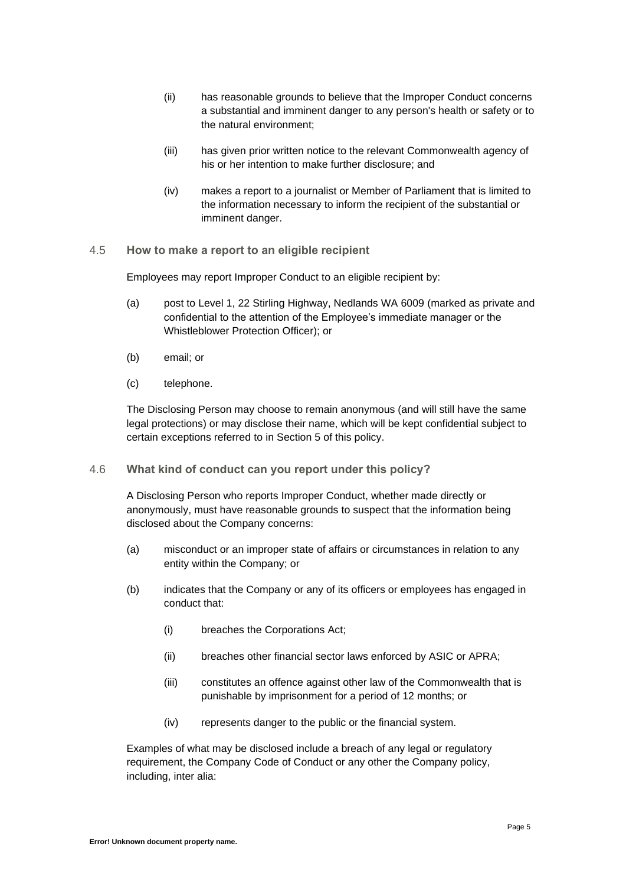(ii) has reasonable grounds to believe that the Improper Conduct concerns a substantial and imminent danger to any person's health or safety or to the natural environment;

(iii) has given prior written notice to the relevant Commonwealth agency of his or her intention to make further disclosure; and

(iv) makes a report to a journalist or Member of Parliament that is limited to the information necessary to inform the recipient of the substantial or imminent danger.

### 4.5 How to make a report to an eligible recipient

Employees may report Improper Conduct to an eligible recipient by:

(a) post to Level 1, 22 Stirling Highway, Nedlands WA 6009 (marked as private and confidential to the attention of the Employee's immediate manager or the Whistleblower Protection Officer); or

(b) email; or

(c) telephone.

The Disclosing Person may choose to remain anonymous (and will still have the same legal protections) or may disclose their name, which will be kept confidential subject to certain exceptions referred to in Section 5 of this policy.

### 4.6 What kind of conduct can you report under this policy?

A Disclosing Person who reports Improper Conduct, whether made directly or anonymously, must have reasonable grounds to suspect that the information being disclosed about the Company concerns:

(a) misconduct or an improper state of affairs or circumstances in relation to any entity within the Company; or

(b) indicates that the Company or any of its officers or employees has engaged in conduct that:

(i) breaches the Corporations Act;

(ii) breaches other financial sector laws enforced by ASIC or APRA;

(iii) constitutes an offence against other law of the Commonwealth that is punishable by imprisonment for a period of 12 months; or

(iv) represents danger to the public or the financial system.

Examples of what may be disclosed include a breach of any legal or regulatory requirement, the Company Code of Conduct or any other the Company policy, including, inter alia: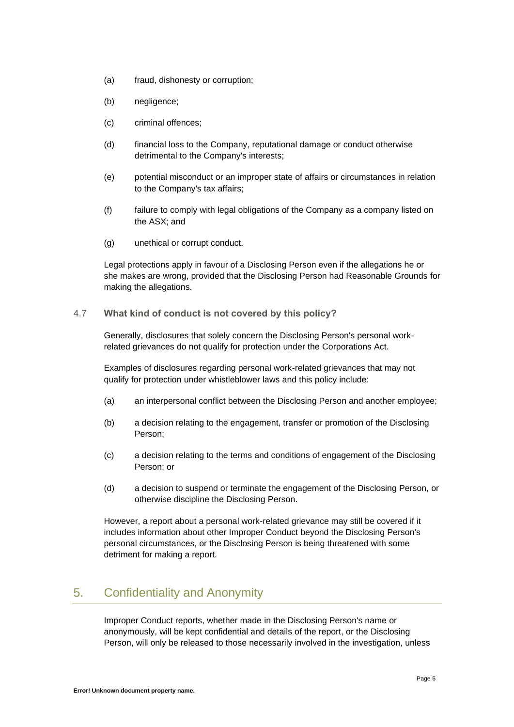(a) fraud, dishonesty or corruption;

(b) negligence;

(c) criminal offences;

(d) financial loss to the Company, reputational damage or conduct otherwise detrimental to the Company's interests;

(e) potential misconduct or an improper state of affairs or circumstances in relation to the Company's tax affairs;

(f) failure to comply with legal obligations of the Company as a company listed on the ASX; and

(g) unethical or corrupt conduct.

Legal protections apply in favour of a Disclosing Person even if the allegations he or she makes are wrong, provided that the Disclosing Person had Reasonable Grounds for making the allegations.

### 4.7 What kind of conduct is not covered by this policy?

Generally, disclosures that solely concern the Disclosing Person's personal work-related grievances do not qualify for protection under the Corporations Act.

Examples of disclosures regarding personal work-related grievances that may not qualify for protection under whistleblower laws and this policy include:

(a) an interpersonal conflict between the Disclosing Person and another employee;

(b) a decision relating to the engagement, transfer or promotion of the Disclosing Person;

(c) a decision relating to the terms and conditions of engagement of the Disclosing Person; or

(d) a decision to suspend or terminate the engagement of the Disclosing Person, or otherwise discipline the Disclosing Person.

However, a report about a personal work-related grievance may still be covered if it includes information about other Improper Conduct beyond the Disclosing Person's personal circumstances, or the Disclosing Person is being threatened with some detriment for making a report.

## 5. Confidentiality and Anonymity

Improper Conduct reports, whether made in the Disclosing Person's name or anonymously, will be kept confidential and details of the report, or the Disclosing Person, will only be released to those necessarily involved in the investigation, unless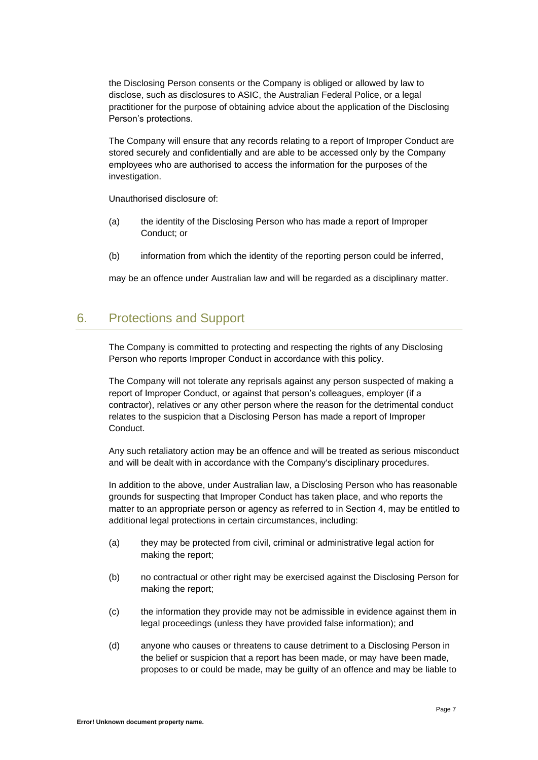the Disclosing Person consents or the Company is obliged or allowed by law to disclose, such as disclosures to ASIC, the Australian Federal Police, or a legal practitioner for the purpose of obtaining advice about the application of the Disclosing Person's protections.

The Company will ensure that any records relating to a report of Improper Conduct are stored securely and confidentially and are able to be accessed only by the Company employees who are authorised to access the information for the purposes of the investigation.

Unauthorised disclosure of:

(a) the identity of the Disclosing Person who has made a report of Improper Conduct; or

(b) information from which the identity of the reporting person could be inferred,

may be an offence under Australian law and will be regarded as a disciplinary matter.

## 6. Protections and Support

The Company is committed to protecting and respecting the rights of any Disclosing Person who reports Improper Conduct in accordance with this policy.

The Company will not tolerate any reprisals against any person suspected of making a report of Improper Conduct, or against that person's colleagues, employer (if a contractor), relatives or any other person where the reason for the detrimental conduct relates to the suspicion that a Disclosing Person has made a report of Improper Conduct.

Any such retaliatory action may be an offence and will be treated as serious misconduct and will be dealt with in accordance with the Company's disciplinary procedures.

In addition to the above, under Australian law, a Disclosing Person who has reasonable grounds for suspecting that Improper Conduct has taken place, and who reports the matter to an appropriate person or agency as referred to in Section 4, may be entitled to additional legal protections in certain circumstances, including:

(a) they may be protected from civil, criminal or administrative legal action for making the report;

(b) no contractual or other right may be exercised against the Disclosing Person for making the report;

(c) the information they provide may not be admissible in evidence against them in legal proceedings (unless they have provided false information); and

(d) anyone who causes or threatens to cause detriment to a Disclosing Person in the belief or suspicion that a report has been made, or may have been made, proposes to or could be made, may be guilty of an offence and may be liable to

Error! Unknown document property name.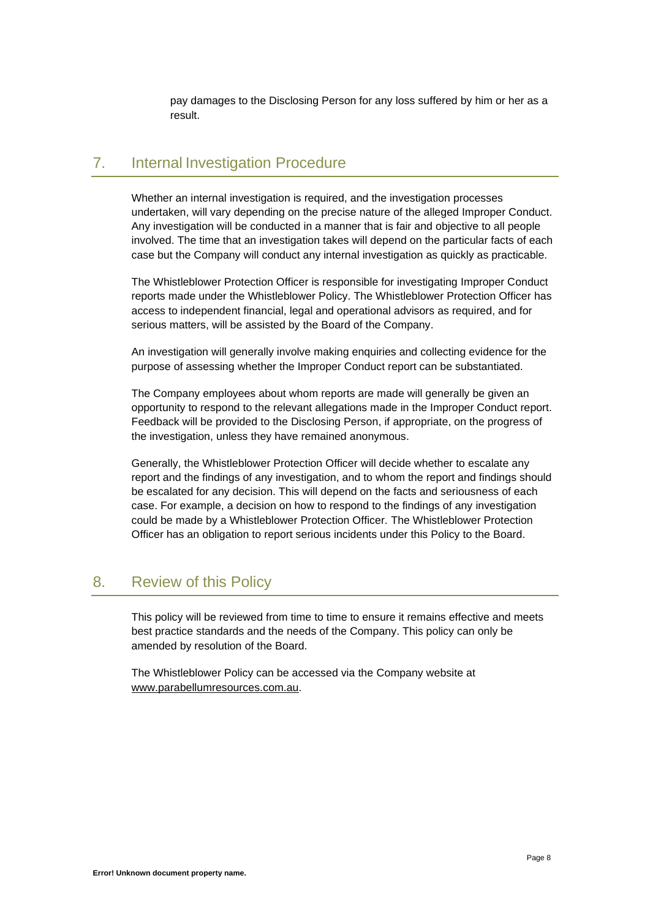pay damages to the Disclosing Person for any loss suffered by him or her as a result.

## 7. Internal Investigation Procedure

Whether an internal investigation is required, and the investigation processes undertaken, will vary depending on the precise nature of the alleged Improper Conduct. Any investigation will be conducted in a manner that is fair and objective to all people involved. The time that an investigation takes will depend on the particular facts of each case but the Company will conduct any internal investigation as quickly as practicable.

The Whistleblower Protection Officer is responsible for investigating Improper Conduct reports made under the Whistleblower Policy. The Whistleblower Protection Officer has access to independent financial, legal and operational advisors as required, and for serious matters, will be assisted by the Board of the Company.

An investigation will generally involve making enquiries and collecting evidence for the purpose of assessing whether the Improper Conduct report can be substantiated.

The Company employees about whom reports are made will generally be given an opportunity to respond to the relevant allegations made in the Improper Conduct report. Feedback will be provided to the Disclosing Person, if appropriate, on the progress of the investigation, unless they have remained anonymous.

Generally, the Whistleblower Protection Officer will decide whether to escalate any report and the findings of any investigation, and to whom the report and findings should be escalated for any decision. This will depend on the facts and seriousness of each case. For example, a decision on how to respond to the findings of any investigation could be made by a Whistleblower Protection Officer. The Whistleblower Protection Officer has an obligation to report serious incidents under this Policy to the Board.

## 8. Review of this Policy

This policy will be reviewed from time to time to ensure it remains effective and meets best practice standards and the needs of the Company. This policy can only be amended by resolution of the Board.

The Whistleblower Policy can be accessed via the Company website at www.parabellumresources.com.au.